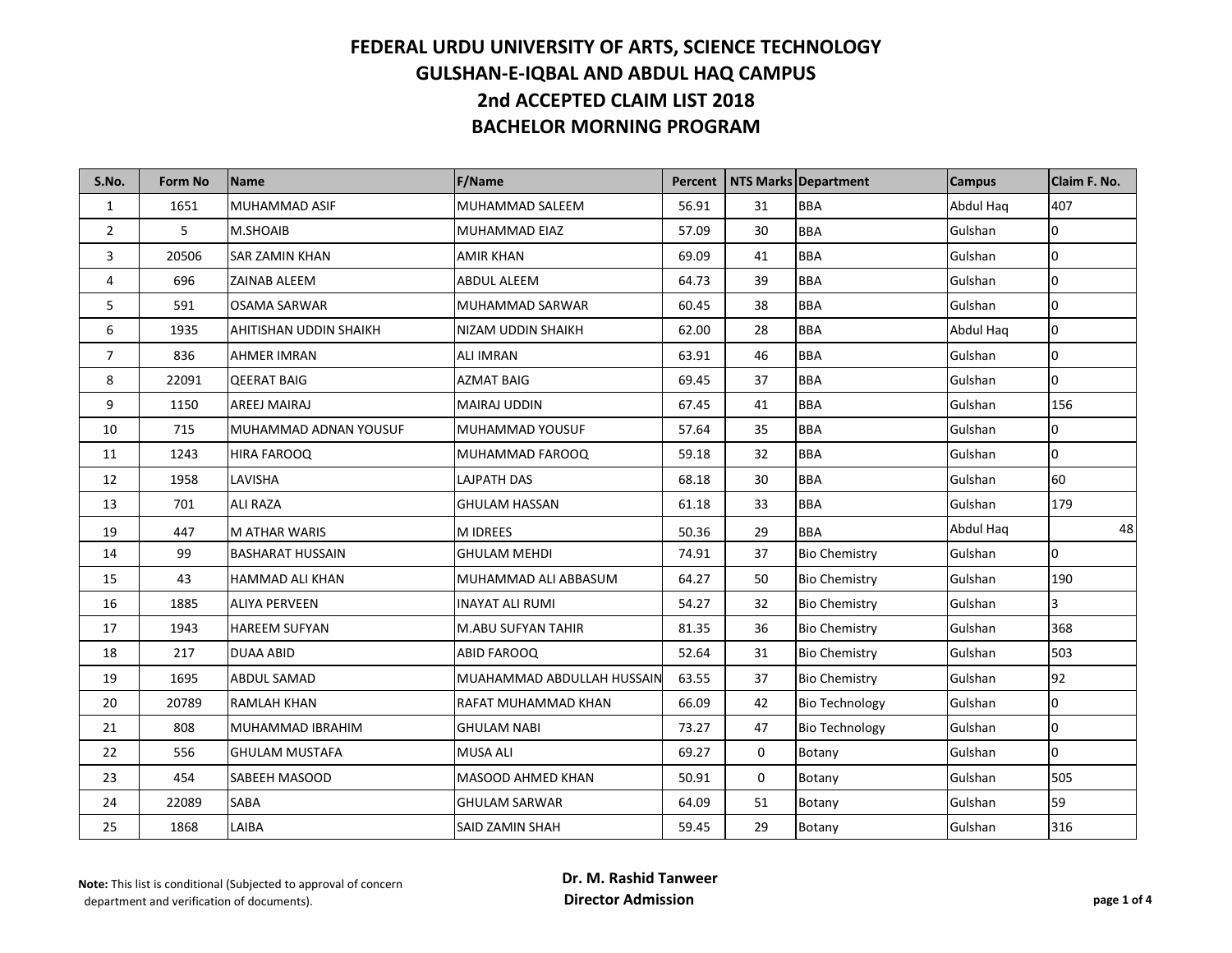# FEDERAL URDU UNIVERSITY OF ARTS, SCIENCE TECHNOLOGY
## GULSHAN-E-IQBAL AND ABDUL HAQ CAMPUS
## 2nd ACCEPTED CLAIM LIST 2018
## BACHELOR MORNING PROGRAM

| S.No. | Form No | Name | F/Name | Percent | NTS Marks | Department | Campus | Claim F. No. |
|---|---|---|---|---|---|---|---|---|
| 1 | 1651 | MUHAMMAD ASIF | MUHAMMAD SALEEM | 56.91 | 31 | BBA | Abdul Haq | 407 |
| 2 | 5 | M.SHOAIB | MUHAMMAD EIAZ | 57.09 | 30 | BBA | Gulshan | 0 |
| 3 | 20506 | SAR ZAMIN KHAN | AMIR KHAN | 69.09 | 41 | BBA | Gulshan | 0 |
| 4 | 696 | ZAINAB ALEEM | ABDUL ALEEM | 64.73 | 39 | BBA | Gulshan | 0 |
| 5 | 591 | OSAMA SARWAR | MUHAMMAD SARWAR | 60.45 | 38 | BBA | Gulshan | 0 |
| 6 | 1935 | AHITISHAN UDDIN SHAIKH | NIZAM UDDIN SHAIKH | 62.00 | 28 | BBA | Abdul Haq | 0 |
| 7 | 836 | AHMER IMRAN | ALI IMRAN | 63.91 | 46 | BBA | Gulshan | 0 |
| 8 | 22091 | QEERAT BAIG | AZMAT BAIG | 69.45 | 37 | BBA | Gulshan | 0 |
| 9 | 1150 | AREEJ MAIRAJ | MAIRAJ UDDIN | 67.45 | 41 | BBA | Gulshan | 156 |
| 10 | 715 | MUHAMMAD ADNAN YOUSUF | MUHAMMAD YOUSUF | 57.64 | 35 | BBA | Gulshan | 0 |
| 11 | 1243 | HIRA FAROOQ | MUHAMMAD FAROOQ | 59.18 | 32 | BBA | Gulshan | 0 |
| 12 | 1958 | LAVISHA | LAJPATH DAS | 68.18 | 30 | BBA | Gulshan | 60 |
| 13 | 701 | ALI RAZA | GHULAM HASSAN | 61.18 | 33 | BBA | Gulshan | 179 |
| 19 | 447 | M ATHAR WARIS | M IDREES | 50.36 | 29 | BBA | Abdul Haq | 48 |
| 14 | 99 | BASHARAT HUSSAIN | GHULAM MEHDI | 74.91 | 37 | Bio Chemistry | Gulshan | 0 |
| 15 | 43 | HAMMAD ALI KHAN | MUHAMMAD ALI ABBASUM | 64.27 | 50 | Bio Chemistry | Gulshan | 190 |
| 16 | 1885 | ALIYA PERVEEN | INAYAT ALI RUMI | 54.27 | 32 | Bio Chemistry | Gulshan | 3 |
| 17 | 1943 | HAREEM SUFYAN | M.ABU SUFYAN TAHIR | 81.35 | 36 | Bio Chemistry | Gulshan | 368 |
| 18 | 217 | DUAA ABID | ABID FAROOQ | 52.64 | 31 | Bio Chemistry | Gulshan | 503 |
| 19 | 1695 | ABDUL SAMAD | MUAHAMMAD ABDULLAH HUSSAIN | 63.55 | 37 | Bio Chemistry | Gulshan | 92 |
| 20 | 20789 | RAMLAH KHAN | RAFAT MUHAMMAD KHAN | 66.09 | 42 | Bio Technology | Gulshan | 0 |
| 21 | 808 | MUHAMMAD IBRAHIM | GHULAM NABI | 73.27 | 47 | Bio Technology | Gulshan | 0 |
| 22 | 556 | GHULAM MUSTAFA | MUSA ALI | 69.27 | 0 | Botany | Gulshan | 0 |
| 23 | 454 | SABEEH MASOOD | MASOOD AHMED KHAN | 50.91 | 0 | Botany | Gulshan | 505 |
| 24 | 22089 | SABA | GHULAM SARWAR | 64.09 | 51 | Botany | Gulshan | 59 |
| 25 | 1868 | LAIBA | SAID ZAMIN SHAH | 59.45 | 29 | Botany | Gulshan | 316 |

**Note:** This list is conditional (Subjected to approval of concern department and verification of documents).

**Dr. M. Rashid Tanweer**
**Director Admission**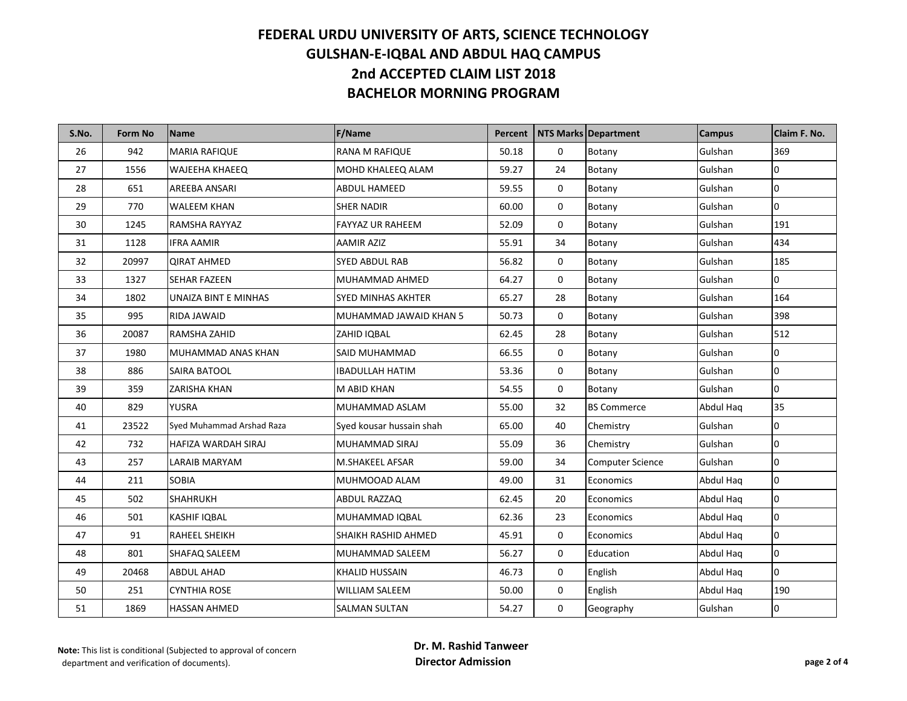# FEDERAL URDU UNIVERSITY OF ARTS, SCIENCE TECHNOLOGY
## GULSHAN-E-IQBAL AND ABDUL HAQ CAMPUS
## 2nd ACCEPTED CLAIM LIST 2018
## BACHELOR MORNING PROGRAM

| S.No. | Form No | Name | F/Name | Percent | NTS Marks | Department | Campus | Claim F. No. |
|---|---|---|---|---|---|---|---|---|
| 26 | 942 | MARIA RAFIQUE | RANA M RAFIQUE | 50.18 | 0 | Botany | Gulshan | 369 |
| 27 | 1556 | WAJEEHA KHAEEQ | MOHD KHALEEQ ALAM | 59.27 | 24 | Botany | Gulshan | 0 |
| 28 | 651 | AREEBA ANSARI | ABDUL HAMEED | 59.55 | 0 | Botany | Gulshan | 0 |
| 29 | 770 | WALEEM KHAN | SHER NADIR | 60.00 | 0 | Botany | Gulshan | 0 |
| 30 | 1245 | RAMSHA RAYYAZ | FAYYAZ UR RAHEEM | 52.09 | 0 | Botany | Gulshan | 191 |
| 31 | 1128 | IFRA AAMIR | AAMIR AZIZ | 55.91 | 34 | Botany | Gulshan | 434 |
| 32 | 20997 | QIRAT AHMED | SYED ABDUL RAB | 56.82 | 0 | Botany | Gulshan | 185 |
| 33 | 1327 | SEHAR FAZEEN | MUHAMMAD AHMED | 64.27 | 0 | Botany | Gulshan | 0 |
| 34 | 1802 | UNAIZA BINT E MINHAS | SYED MINHAS AKHTER | 65.27 | 28 | Botany | Gulshan | 164 |
| 35 | 995 | RIDA JAWAID | MUHAMMAD JAWAID KHAN 5 | 50.73 | 0 | Botany | Gulshan | 398 |
| 36 | 20087 | RAMSHA ZAHID | ZAHID IQBAL | 62.45 | 28 | Botany | Gulshan | 512 |
| 37 | 1980 | MUHAMMAD ANAS KHAN | SAID MUHAMMAD | 66.55 | 0 | Botany | Gulshan | 0 |
| 38 | 886 | SAIRA BATOOL | IBADULLAH HATIM | 53.36 | 0 | Botany | Gulshan | 0 |
| 39 | 359 | ZARISHA KHAN | M ABID KHAN | 54.55 | 0 | Botany | Gulshan | 0 |
| 40 | 829 | YUSRA | MUHAMMAD ASLAM | 55.00 | 32 | BS Commerce | Abdul Haq | 35 |
| 41 | 23522 | Syed Muhammad Arshad Raza | Syed kousar hussain shah | 65.00 | 40 | Chemistry | Gulshan | 0 |
| 42 | 732 | HAFIZA WARDAH SIRAJ | MUHAMMAD SIRAJ | 55.09 | 36 | Chemistry | Gulshan | 0 |
| 43 | 257 | LARAIB MARYAM | M.SHAKEEL AFSAR | 59.00 | 34 | Computer Science | Gulshan | 0 |
| 44 | 211 | SOBIA | MUHMOOAD ALAM | 49.00 | 31 | Economics | Abdul Haq | 0 |
| 45 | 502 | SHAHRUKH | ABDUL RAZZAQ | 62.45 | 20 | Economics | Abdul Haq | 0 |
| 46 | 501 | KASHIF IQBAL | MUHAMMAD IQBAL | 62.36 | 23 | Economics | Abdul Haq | 0 |
| 47 | 91 | RAHEEL SHEIKH | SHAIKH RASHID AHMED | 45.91 | 0 | Economics | Abdul Haq | 0 |
| 48 | 801 | SHAFAQ SALEEM | MUHAMMAD SALEEM | 56.27 | 0 | Education | Abdul Haq | 0 |
| 49 | 20468 | ABDUL AHAD | KHALID HUSSAIN | 46.73 | 0 | English | Abdul Haq | 0 |
| 50 | 251 | CYNTHIA ROSE | WILLIAM SALEEM | 50.00 | 0 | English | Abdul Haq | 190 |
| 51 | 1869 | HASSAN AHMED | SALMAN SULTAN | 54.27 | 0 | Geography | Gulshan | 0 |

**Note:** This list is conditional (Subjected to approval of concern department and verification of documents).

**Dr. M. Rashid Tanweer**
**Director Admission**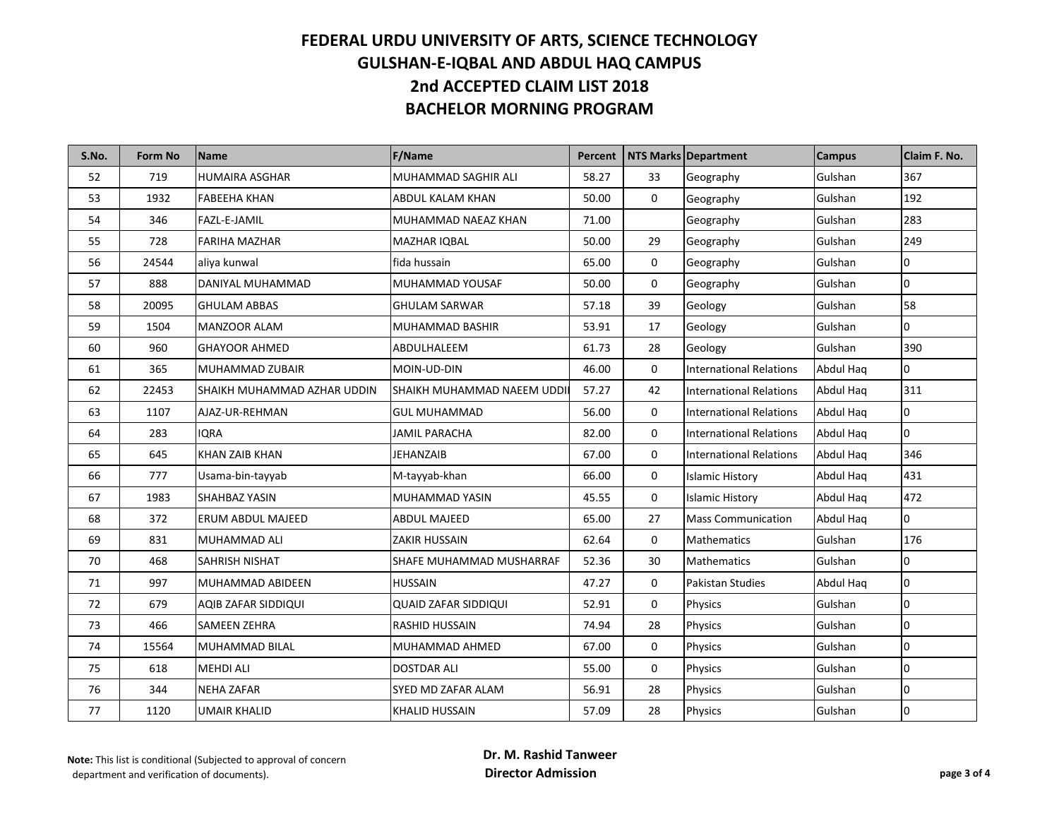# FEDERAL URDU UNIVERSITY OF ARTS, SCIENCE TECHNOLOGY
## GULSHAN-E-IQBAL AND ABDUL HAQ CAMPUS
## 2nd ACCEPTED CLAIM LIST 2018
## BACHELOR MORNING PROGRAM

| S.No. | Form No | Name | F/Name | Percent | NTS Marks | Department | Campus | Claim F. No. |
|---|---|---|---|---|---|---|---|---|
| 52 | 719 | HUMAIRA ASGHAR | MUHAMMAD SAGHIR ALI | 58.27 | 33 | Geography | Gulshan | 367 |
| 53 | 1932 | FABEEHA KHAN | ABDUL KALAM KHAN | 50.00 | 0 | Geography | Gulshan | 192 |
| 54 | 346 | FAZL-E-JAMIL | MUHAMMAD NAEAZ KHAN | 71.00 | | Geography | Gulshan | 283 |
| 55 | 728 | FARIHA MAZHAR | MAZHAR IQBAL | 50.00 | 29 | Geography | Gulshan | 249 |
| 56 | 24544 | aliya kunwal | fida hussain | 65.00 | 0 | Geography | Gulshan | 0 |
| 57 | 888 | DANIYAL MUHAMMAD | MUHAMMAD YOUSAF | 50.00 | 0 | Geography | Gulshan | 0 |
| 58 | 20095 | GHULAM ABBAS | GHULAM SARWAR | 57.18 | 39 | Geology | Gulshan | 58 |
| 59 | 1504 | MANZOOR ALAM | MUHAMMAD BASHIR | 53.91 | 17 | Geology | Gulshan | 0 |
| 60 | 960 | GHAYOOR AHMED | ABDULHALEEM | 61.73 | 28 | Geology | Gulshan | 390 |
| 61 | 365 | MUHAMMAD ZUBAIR | MOIN-UD-DIN | 46.00 | 0 | International Relations | Abdul Haq | 0 |
| 62 | 22453 | SHAIKH MUHAMMAD AZHAR UDDIN | SHAIKH MUHAMMAD NAEEM UDDI | 57.27 | 42 | International Relations | Abdul Haq | 311 |
| 63 | 1107 | AJAZ-UR-REHMAN | GUL MUHAMMAD | 56.00 | 0 | International Relations | Abdul Haq | 0 |
| 64 | 283 | IQRA | JAMIL PARACHA | 82.00 | 0 | International Relations | Abdul Haq | 0 |
| 65 | 645 | KHAN ZAIB KHAN | JEHANZAIB | 67.00 | 0 | International Relations | Abdul Haq | 346 |
| 66 | 777 | Usama-bin-tayyab | M-tayyab-khan | 66.00 | 0 | Islamic History | Abdul Haq | 431 |
| 67 | 1983 | SHAHBAZ YASIN | MUHAMMAD YASIN | 45.55 | 0 | Islamic History | Abdul Haq | 472 |
| 68 | 372 | ERUM ABDUL MAJEED | ABDUL MAJEED | 65.00 | 27 | Mass Communication | Abdul Haq | 0 |
| 69 | 831 | MUHAMMAD ALI | ZAKIR HUSSAIN | 62.64 | 0 | Mathematics | Gulshan | 176 |
| 70 | 468 | SAHRISH NISHAT | SHAFE MUHAMMAD MUSHARRAF | 52.36 | 30 | Mathematics | Gulshan | 0 |
| 71 | 997 | MUHAMMAD ABIDEEN | HUSSAIN | 47.27 | 0 | Pakistan Studies | Abdul Haq | 0 |
| 72 | 679 | AQIB ZAFAR SIDDIQUI | QUAID ZAFAR SIDDIQUI | 52.91 | 0 | Physics | Gulshan | 0 |
| 73 | 466 | SAMEEN ZEHRA | RASHID HUSSAIN | 74.94 | 28 | Physics | Gulshan | 0 |
| 74 | 15564 | MUHAMMAD BILAL | MUHAMMAD AHMED | 67.00 | 0 | Physics | Gulshan | 0 |
| 75 | 618 | MEHDI ALI | DOSTDAR ALI | 55.00 | 0 | Physics | Gulshan | 0 |
| 76 | 344 | NEHA ZAFAR | SYED MD ZAFAR ALAM | 56.91 | 28 | Physics | Gulshan | 0 |
| 77 | 1120 | UMAIR KHALID | KHALID HUSSAIN | 57.09 | 28 | Physics | Gulshan | 0 |

**Note:** This list is conditional (Subjected to approval of concern department and verification of documents).

**Dr. M. Rashid Tanweer**
**Director Admission**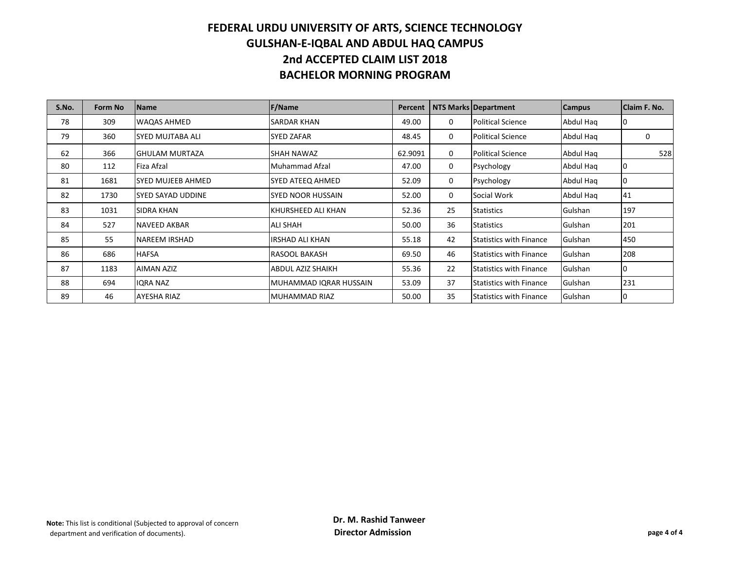# FEDERAL URDU UNIVERSITY OF ARTS, SCIENCE TECHNOLOGY
## GULSHAN-E-IQBAL AND ABDUL HAQ CAMPUS
## 2nd ACCEPTED CLAIM LIST 2018
## BACHELOR MORNING PROGRAM

| S.No. | Form No | Name | F/Name | Percent | NTS Marks | Department | Campus | Claim F. No. |
|---|---|---|---|---|---|---|---|---|
| 78 | 309 | WAQAS AHMED | SARDAR KHAN | 49.00 | 0 | Political Science | Abdul Haq | 0 |
| 79 | 360 | SYED MUJTABA ALI | SYED ZAFAR | 48.45 | 0 | Political Science | Abdul Haq | 0 |
| 62 | 366 | GHULAM MURTAZA | SHAH NAWAZ | 62.9091 | 0 | Political Science | Abdul Haq | 528 |
| 80 | 112 | Fiza Afzal | Muhammad Afzal | 47.00 | 0 | Psychology | Abdul Haq | 0 |
| 81 | 1681 | SYED MUJEEB AHMED | SYED ATEEQ AHMED | 52.09 | 0 | Psychology | Abdul Haq | 0 |
| 82 | 1730 | SYED SAYAD UDDINE | SYED NOOR HUSSAIN | 52.00 | 0 | Social Work | Abdul Haq | 41 |
| 83 | 1031 | SIDRA KHAN | KHURSHEED ALI KHAN | 52.36 | 25 | Statistics | Gulshan | 197 |
| 84 | 527 | NAVEED AKBAR | ALI SHAH | 50.00 | 36 | Statistics | Gulshan | 201 |
| 85 | 55 | NAREEM IRSHAD | IRSHAD ALI KHAN | 55.18 | 42 | Statistics with Finance | Gulshan | 450 |
| 86 | 686 | HAFSA | RASOOL BAKASH | 69.50 | 46 | Statistics with Finance | Gulshan | 208 |
| 87 | 1183 | AIMAN AZIZ | ABDUL AZIZ SHAIKH | 55.36 | 22 | Statistics with Finance | Gulshan | 0 |
| 88 | 694 | IQRA NAZ | MUHAMMAD IQRAR HUSSAIN | 53.09 | 37 | Statistics with Finance | Gulshan | 231 |
| 89 | 46 | AYESHA RIAZ | MUHAMMAD RIAZ | 50.00 | 35 | Statistics with Finance | Gulshan | 0 |

**Note:** This list is conditional (Subjected to approval of concern department and verification of documents).

**Dr. M. Rashid Tanweer**
**Director Admission**